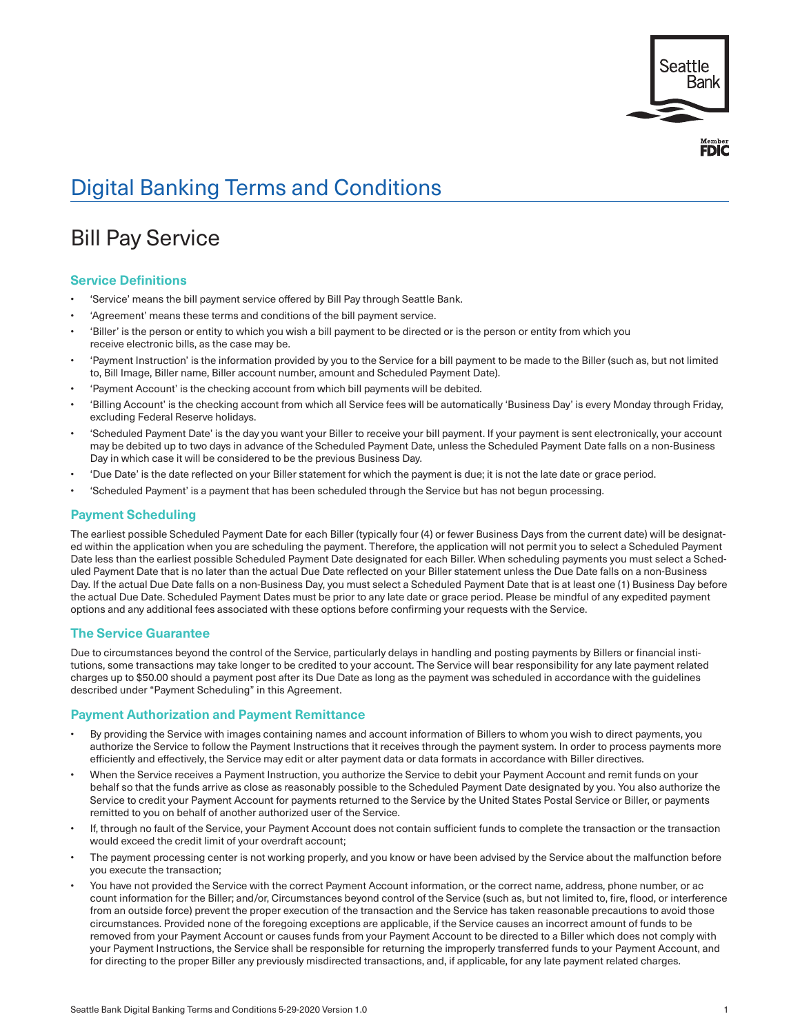Seattle Bank

Member FDIC

# Digital Banking Terms and Conditions

## Bill Pay Service

### Service Definitions

- 'Service' means the bill payment service offered by Bill Pay through Seattle Bank.
- 'Agreement' means these terms and conditions of the bill payment service.
- 'Biller' is the person or entity to which you wish a bill payment to be directed or is the person or entity from which you receive electronic bills, as the case may be.
- 'Payment Instruction' is the information provided by you to the Service for a bill payment to be made to the Biller (such as, but not limited to, Bill Image, Biller name, Biller account number, amount and Scheduled Payment Date).
- 'Payment Account' is the checking account from which bill payments will be debited.
- 'Billing Account' is the checking account from which all Service fees will be automatically 'Business Day' is every Monday through Friday, excluding Federal Reserve holidays.
- 'Scheduled Payment Date' is the day you want your Biller to receive your bill payment. If your payment is sent electronically, your account may be debited up to two days in advance of the Scheduled Payment Date, unless the Scheduled Payment Date falls on a non-Business Day in which case it will be considered to be the previous Business Day.
- 'Due Date' is the date reflected on your Biller statement for which the payment is due; it is not the late date or grace period.
- 'Scheduled Payment' is a payment that has been scheduled through the Service but has not begun processing.

### Payment Scheduling

The earliest possible Scheduled Payment Date for each Biller (typically four (4) or fewer Business Days from the current date) will be designated within the application when you are scheduling the payment. Therefore, the application will not permit you to select a Scheduled Payment Date less than the earliest possible Scheduled Payment Date designated for each Biller. When scheduling payments you must select a Scheduled Payment Date that is no later than the actual Due Date reflected on your Biller statement unless the Due Date falls on a non-Business Day. If the actual Due Date falls on a non-Business Day, you must select a Scheduled Payment Date that is at least one (1) Business Day before the actual Due Date. Scheduled Payment Dates must be prior to any late date or grace period. Please be mindful of any expedited payment options and any additional fees associated with these options before confirming your requests with the Service.

### The Service Guarantee

Due to circumstances beyond the control of the Service, particularly delays in handling and posting payments by Billers or financial institutions, some transactions may take longer to be credited to your account. The Service will bear responsibility for any late payment related charges up to $50.00 should a payment post after its Due Date as long as the payment was scheduled in accordance with the guidelines described under "Payment Scheduling" in this Agreement.

### Payment Authorization and Payment Remittance

- By providing the Service with images containing names and account information of Billers to whom you wish to direct payments, you authorize the Service to follow the Payment Instructions that it receives through the payment system. In order to process payments more efficiently and effectively, the Service may edit or alter payment data or data formats in accordance with Biller directives.
- When the Service receives a Payment Instruction, you authorize the Service to debit your Payment Account and remit funds on your behalf so that the funds arrive as close as reasonably possible to the Scheduled Payment Date designated by you. You also authorize the Service to credit your Payment Account for payments returned to the Service by the United States Postal Service or Biller, or payments remitted to you on behalf of another authorized user of the Service.
- If, through no fault of the Service, your Payment Account does not contain sufficient funds to complete the transaction or the transaction would exceed the credit limit of your overdraft account;
- The payment processing center is not working properly, and you know or have been advised by the Service about the malfunction before you execute the transaction;
- You have not provided the Service with the correct Payment Account information, or the correct name, address, phone number, or ac count information for the Biller; and/or, Circumstances beyond control of the Service (such as, but not limited to, fire, flood, or interference from an outside force) prevent the proper execution of the transaction and the Service has taken reasonable precautions to avoid those circumstances. Provided none of the foregoing exceptions are applicable, if the Service causes an incorrect amount of funds to be removed from your Payment Account or causes funds from your Payment Account to be directed to a Biller which does not comply with your Payment Instructions, the Service shall be responsible for returning the improperly transferred funds to your Payment Account, and for directing to the proper Biller any previously misdirected transactions, and, if applicable, for any late payment related charges.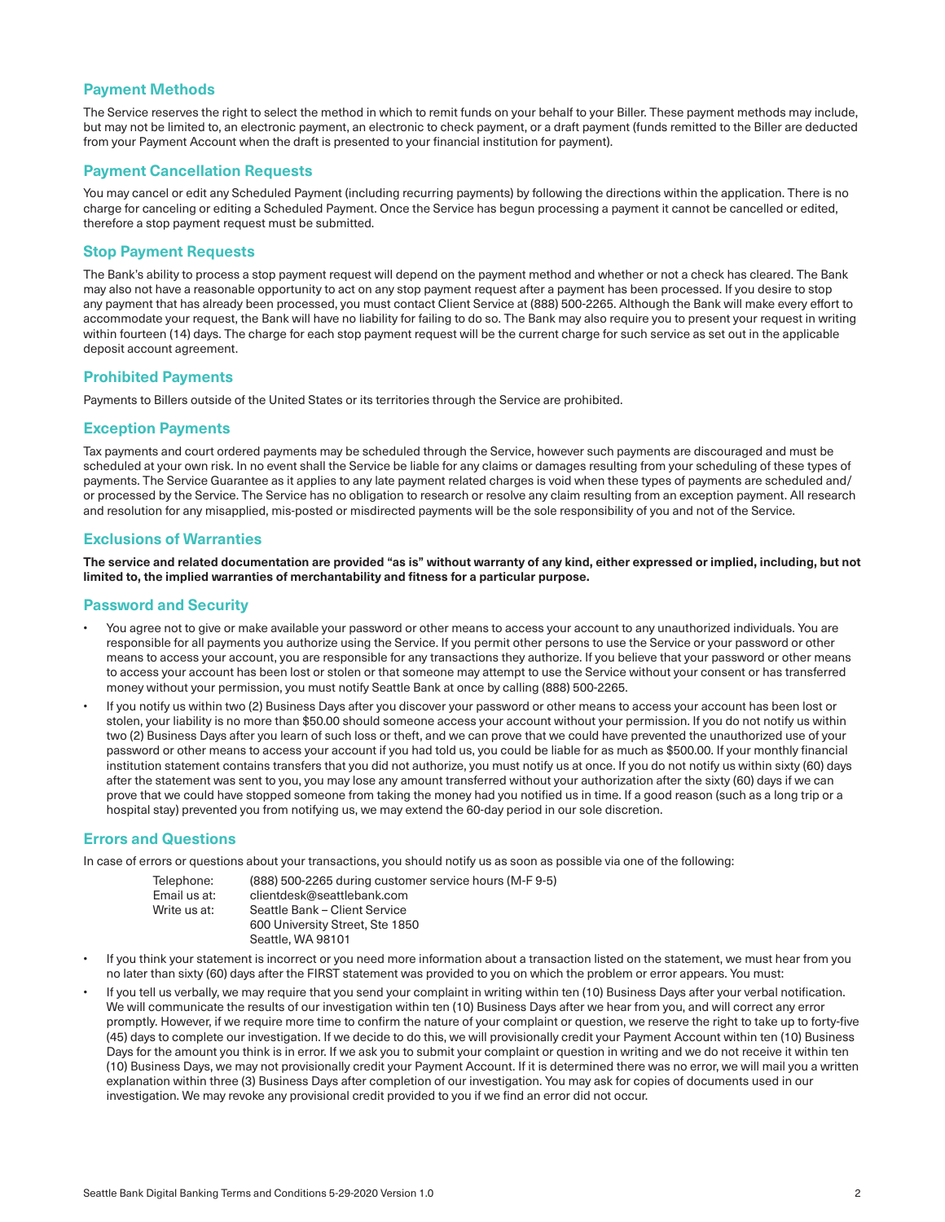## Payment Methods

The Service reserves the right to select the method in which to remit funds on your behalf to your Biller. These payment methods may include, but may not be limited to, an electronic payment, an electronic to check payment, or a draft payment (funds remitted to the Biller are deducted from your Payment Account when the draft is presented to your financial institution for payment).

## Payment Cancellation Requests

You may cancel or edit any Scheduled Payment (including recurring payments) by following the directions within the application. There is no charge for canceling or editing a Scheduled Payment. Once the Service has begun processing a payment it cannot be cancelled or edited, therefore a stop payment request must be submitted.

## Stop Payment Requests

The Bank's ability to process a stop payment request will depend on the payment method and whether or not a check has cleared. The Bank may also not have a reasonable opportunity to act on any stop payment request after a payment has been processed. If you desire to stop any payment that has already been processed, you must contact Client Service at (888) 500-2265. Although the Bank will make every effort to accommodate your request, the Bank will have no liability for failing to do so. The Bank may also require you to present your request in writing within fourteen (14) days. The charge for each stop payment request will be the current charge for such service as set out in the applicable deposit account agreement.

## Prohibited Payments

Payments to Billers outside of the United States or its territories through the Service are prohibited.

## Exception Payments

Tax payments and court ordered payments may be scheduled through the Service, however such payments are discouraged and must be scheduled at your own risk. In no event shall the Service be liable for any claims or damages resulting from your scheduling of these types of payments. The Service Guarantee as it applies to any late payment related charges is void when these types of payments are scheduled and/or processed by the Service. The Service has no obligation to research or resolve any claim resulting from an exception payment. All research and resolution for any misapplied, mis-posted or misdirected payments will be the sole responsibility of you and not of the Service.

## Exclusions of Warranties

**The service and related documentation are provided "as is" without warranty of any kind, either expressed or implied, including, but not limited to, the implied warranties of merchantability and fitness for a particular purpose.**

## Password and Security

- You agree not to give or make available your password or other means to access your account to any unauthorized individuals. You are responsible for all payments you authorize using the Service. If you permit other persons to use the Service or your password or other means to access your account, you are responsible for any transactions they authorize. If you believe that your password or other means to access your account has been lost or stolen or that someone may attempt to use the Service without your consent or has transferred money without your permission, you must notify Seattle Bank at once by calling (888) 500-2265.
- If you notify us within two (2) Business Days after you discover your password or other means to access your account has been lost or stolen, your liability is no more than $50.00 should someone access your account without your permission. If you do not notify us within two (2) Business Days after you learn of such loss or theft, and we can prove that we could have prevented the unauthorized use of your password or other means to access your account if you had told us, you could be liable for as much as $500.00. If your monthly financial institution statement contains transfers that you did not authorize, you must notify us at once. If you do not notify us within sixty (60) days after the statement was sent to you, you may lose any amount transferred without your authorization after the sixty (60) days if we can prove that we could have stopped someone from taking the money had you notified us in time. If a good reason (such as a long trip or a hospital stay) prevented you from notifying us, we may extend the 60-day period in our sole discretion.

## Errors and Questions

In case of errors or questions about your transactions, you should notify us as soon as possible via one of the following:

| | |
|---|---|
| Telephone: | (888) 500-2265 during customer service hours (M-F 9-5) |
| Email us at: | clientdesk@seattlebank.com |
| Write us at: | Seattle Bank – Client Service<br>600 University Street, Ste 1850<br>Seattle, WA 98101 |

- If you think your statement is incorrect or you need more information about a transaction listed on the statement, we must hear from you no later than sixty (60) days after the FIRST statement was provided to you on which the problem or error appears. You must:
- If you tell us verbally, we may require that you send your complaint in writing within ten (10) Business Days after your verbal notification. We will communicate the results of our investigation within ten (10) Business Days after we hear from you, and will correct any error promptly. However, if we require more time to confirm the nature of your complaint or question, we reserve the right to take up to forty-five (45) days to complete our investigation. If we decide to do this, we will provisionally credit your Payment Account within ten (10) Business Days for the amount you think is in error. If we ask you to submit your complaint or question in writing and we do not receive it within ten (10) Business Days, we may not provisionally credit your Payment Account. If it is determined there was no error, we will mail you a written explanation within three (3) Business Days after completion of our investigation. You may ask for copies of documents used in our investigation. We may revoke any provisional credit provided to you if we find an error did not occur.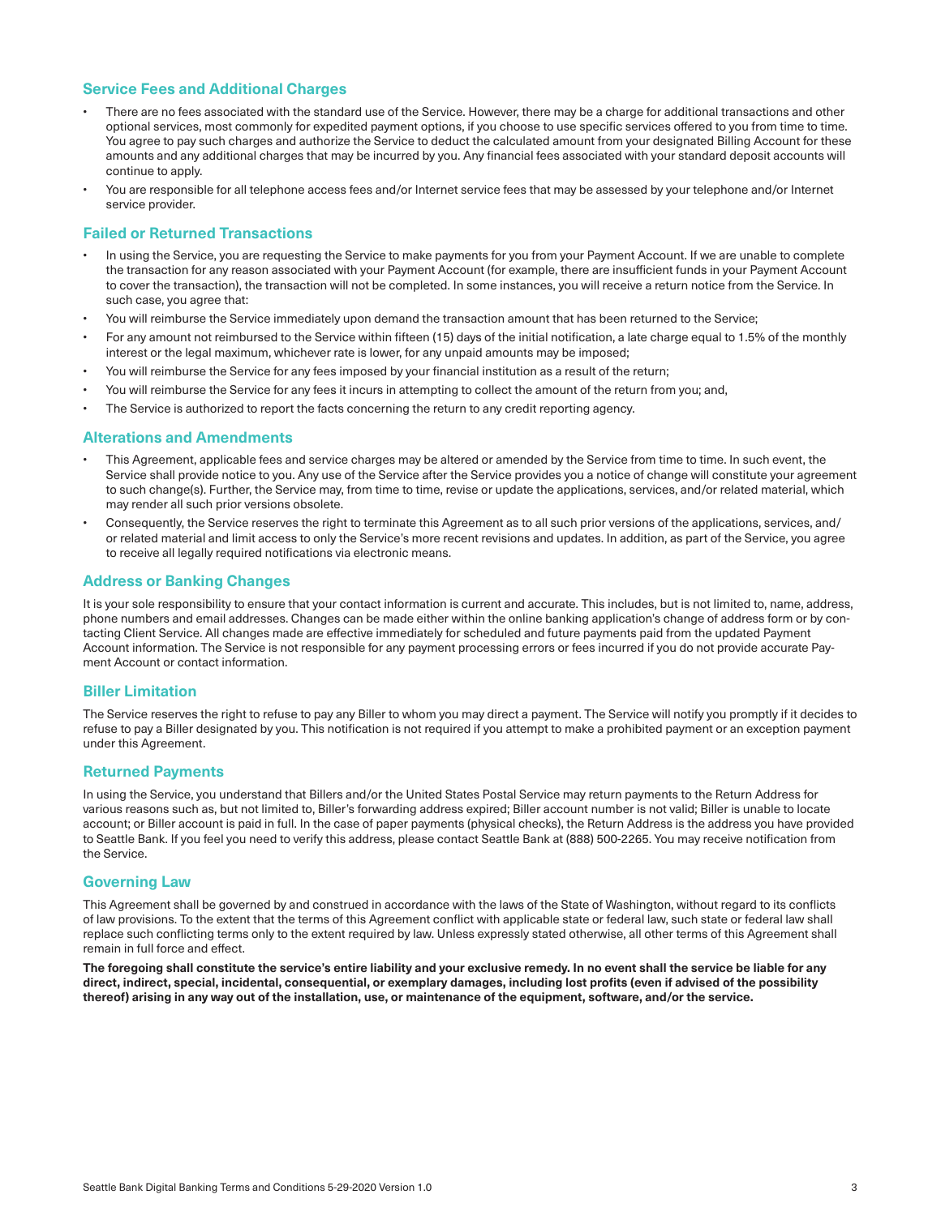## Service Fees and Additional Charges

- There are no fees associated with the standard use of the Service. However, there may be a charge for additional transactions and other optional services, most commonly for expedited payment options, if you choose to use specific services offered to you from time to time. You agree to pay such charges and authorize the Service to deduct the calculated amount from your designated Billing Account for these amounts and any additional charges that may be incurred by you. Any financial fees associated with your standard deposit accounts will continue to apply.
- You are responsible for all telephone access fees and/or Internet service fees that may be assessed by your telephone and/or Internet service provider.

## Failed or Returned Transactions

- In using the Service, you are requesting the Service to make payments for you from your Payment Account. If we are unable to complete the transaction for any reason associated with your Payment Account (for example, there are insufficient funds in your Payment Account to cover the transaction), the transaction will not be completed. In some instances, you will receive a return notice from the Service. In such case, you agree that:
- You will reimburse the Service immediately upon demand the transaction amount that has been returned to the Service;
- For any amount not reimbursed to the Service within fifteen (15) days of the initial notification, a late charge equal to 1.5% of the monthly interest or the legal maximum, whichever rate is lower, for any unpaid amounts may be imposed;
- You will reimburse the Service for any fees imposed by your financial institution as a result of the return;
- You will reimburse the Service for any fees it incurs in attempting to collect the amount of the return from you; and,
- The Service is authorized to report the facts concerning the return to any credit reporting agency.

## Alterations and Amendments

- This Agreement, applicable fees and service charges may be altered or amended by the Service from time to time. In such event, the Service shall provide notice to you. Any use of the Service after the Service provides you a notice of change will constitute your agreement to such change(s). Further, the Service may, from time to time, revise or update the applications, services, and/or related material, which may render all such prior versions obsolete.
- Consequently, the Service reserves the right to terminate this Agreement as to all such prior versions of the applications, services, and/or related material and limit access to only the Service's more recent revisions and updates. In addition, as part of the Service, you agree to receive all legally required notifications via electronic means.

## Address or Banking Changes

It is your sole responsibility to ensure that your contact information is current and accurate. This includes, but is not limited to, name, address, phone numbers and email addresses. Changes can be made either within the online banking application's change of address form or by contacting Client Service. All changes made are effective immediately for scheduled and future payments paid from the updated Payment Account information. The Service is not responsible for any payment processing errors or fees incurred if you do not provide accurate Payment Account or contact information.

## Biller Limitation

The Service reserves the right to refuse to pay any Biller to whom you may direct a payment. The Service will notify you promptly if it decides to refuse to pay a Biller designated by you. This notification is not required if you attempt to make a prohibited payment or an exception payment under this Agreement.

## Returned Payments

In using the Service, you understand that Billers and/or the United States Postal Service may return payments to the Return Address for various reasons such as, but not limited to, Biller's forwarding address expired; Biller account number is not valid; Biller is unable to locate account; or Biller account is paid in full. In the case of paper payments (physical checks), the Return Address is the address you have provided to Seattle Bank. If you feel you need to verify this address, please contact Seattle Bank at (888) 500-2265. You may receive notification from the Service.

## Governing Law

This Agreement shall be governed by and construed in accordance with the laws of the State of Washington, without regard to its conflicts of law provisions. To the extent that the terms of this Agreement conflict with applicable state or federal law, such state or federal law shall replace such conflicting terms only to the extent required by law. Unless expressly stated otherwise, all other terms of this Agreement shall remain in full force and effect.

**The foregoing shall constitute the service's entire liability and your exclusive remedy. In no event shall the service be liable for any direct, indirect, special, incidental, consequential, or exemplary damages, including lost profits (even if advised of the possibility thereof) arising in any way out of the installation, use, or maintenance of the equipment, software, and/or the service.**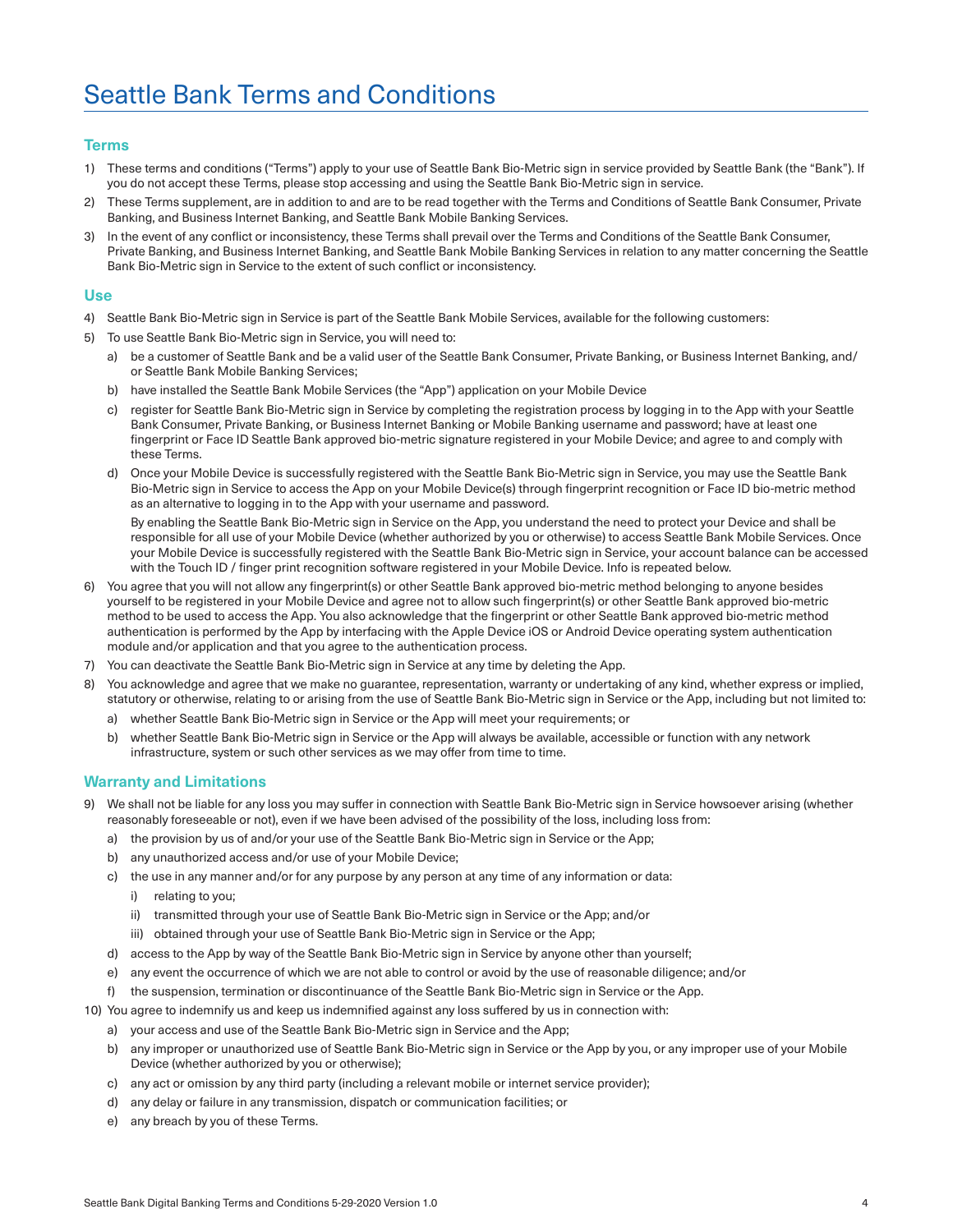# Seattle Bank Terms and Conditions

## Terms

1) These terms and conditions ("Terms") apply to your use of Seattle Bank Bio-Metric sign in service provided by Seattle Bank (the "Bank"). If you do not accept these Terms, please stop accessing and using the Seattle Bank Bio-Metric sign in service.
2) These Terms supplement, are in addition to and are to be read together with the Terms and Conditions of Seattle Bank Consumer, Private Banking, and Business Internet Banking, and Seattle Bank Mobile Banking Services.
3) In the event of any conflict or inconsistency, these Terms shall prevail over the Terms and Conditions of the Seattle Bank Consumer, Private Banking, and Business Internet Banking, and Seattle Bank Mobile Banking Services in relation to any matter concerning the Seattle Bank Bio-Metric sign in Service to the extent of such conflict or inconsistency.

## Use

4) Seattle Bank Bio-Metric sign in Service is part of the Seattle Bank Mobile Services, available for the following customers:
5) To use Seattle Bank Bio-Metric sign in Service, you will need to:
   a) be a customer of Seattle Bank and be a valid user of the Seattle Bank Consumer, Private Banking, or Business Internet Banking, and/or Seattle Bank Mobile Banking Services;
   b) have installed the Seattle Bank Mobile Services (the "App") application on your Mobile Device
   c) register for Seattle Bank Bio-Metric sign in Service by completing the registration process by logging in to the App with your Seattle Bank Consumer, Private Banking, or Business Internet Banking or Mobile Banking username and password; have at least one fingerprint or Face ID Seattle Bank approved bio-metric signature registered in your Mobile Device; and agree to and comply with these Terms.
   d) Once your Mobile Device is successfully registered with the Seattle Bank Bio-Metric sign in Service, you may use the Seattle Bank Bio-Metric sign in Service to access the App on your Mobile Device(s) through fingerprint recognition or Face ID bio-metric method as an alternative to logging in to the App with your username and password.

      By enabling the Seattle Bank Bio-Metric sign in Service on the App, you understand the need to protect your Device and shall be responsible for all use of your Mobile Device (whether authorized by you or otherwise) to access Seattle Bank Mobile Services. Once your Mobile Device is successfully registered with the Seattle Bank Bio-Metric sign in Service, your account balance can be accessed with the Touch ID / finger print recognition software registered in your Mobile Device. Info is repeated below.
6) You agree that you will not allow any fingerprint(s) or other Seattle Bank approved bio-metric method belonging to anyone besides yourself to be registered in your Mobile Device and agree not to allow such fingerprint(s) or other Seattle Bank approved bio-metric method to be used to access the App. You also acknowledge that the fingerprint or other Seattle Bank approved bio-metric method authentication is performed by the App by interfacing with the Apple Device iOS or Android Device operating system authentication module and/or application and that you agree to the authentication process.
7) You can deactivate the Seattle Bank Bio-Metric sign in Service at any time by deleting the App.
8) You acknowledge and agree that we make no guarantee, representation, warranty or undertaking of any kind, whether express or implied, statutory or otherwise, relating to or arising from the use of Seattle Bank Bio-Metric sign in Service or the App, including but not limited to:
   a) whether Seattle Bank Bio-Metric sign in Service or the App will meet your requirements; or
   b) whether Seattle Bank Bio-Metric sign in Service or the App will always be available, accessible or function with any network infrastructure, system or such other services as we may offer from time to time.

## Warranty and Limitations

9) We shall not be liable for any loss you may suffer in connection with Seattle Bank Bio-Metric sign in Service howsoever arising (whether reasonably foreseeable or not), even if we have been advised of the possibility of the loss, including loss from:
   a) the provision by us of and/or your use of the Seattle Bank Bio-Metric sign in Service or the App;
   b) any unauthorized access and/or use of your Mobile Device;
   c) the use in any manner and/or for any purpose by any person at any time of any information or data:
      i) relating to you;
      ii) transmitted through your use of Seattle Bank Bio-Metric sign in Service or the App; and/or
      iii) obtained through your use of Seattle Bank Bio-Metric sign in Service or the App;
   d) access to the App by way of the Seattle Bank Bio-Metric sign in Service by anyone other than yourself;
   e) any event the occurrence of which we are not able to control or avoid by the use of reasonable diligence; and/or
   f) the suspension, termination or discontinuance of the Seattle Bank Bio-Metric sign in Service or the App.
10) You agree to indemnify us and keep us indemnified against any loss suffered by us in connection with:
   a) your access and use of the Seattle Bank Bio-Metric sign in Service and the App;
   b) any improper or unauthorized use of Seattle Bank Bio-Metric sign in Service or the App by you, or any improper use of your Mobile Device (whether authorized by you or otherwise);
   c) any act or omission by any third party (including a relevant mobile or internet service provider);
   d) any delay or failure in any transmission, dispatch or communication facilities; or
   e) any breach by you of these Terms.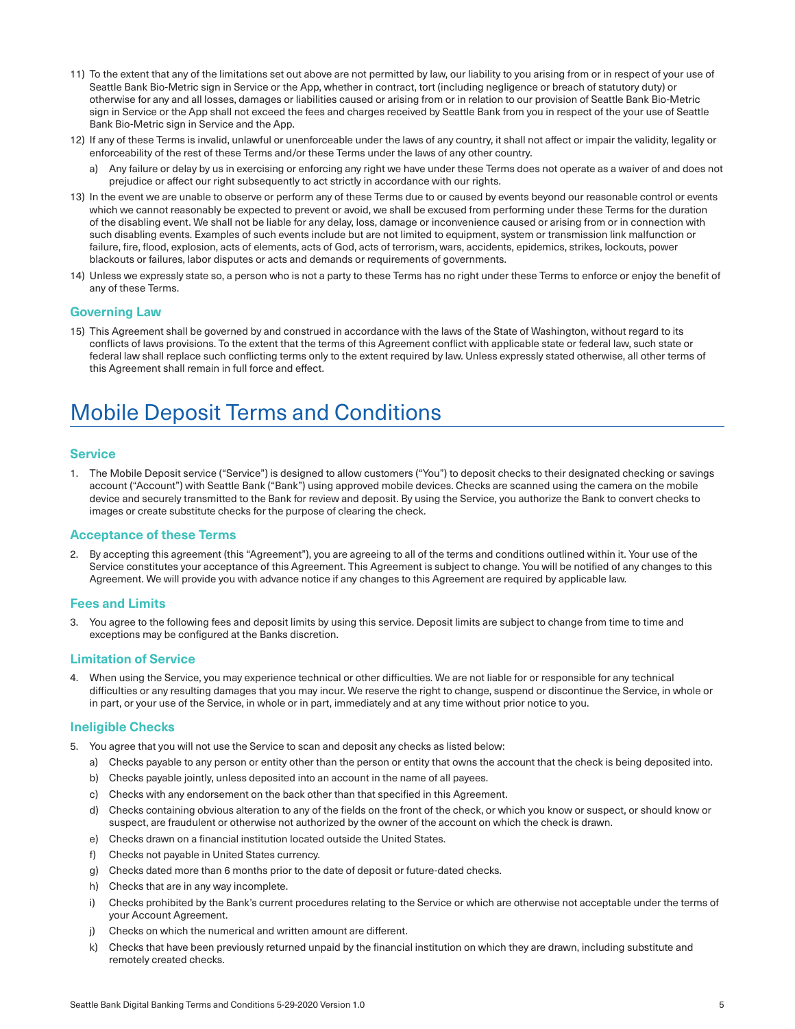11) To the extent that any of the limitations set out above are not permitted by law, our liability to you arising from or in respect of your use of Seattle Bank Bio-Metric sign in Service or the App, whether in contract, tort (including negligence or breach of statutory duty) or otherwise for any and all losses, damages or liabilities caused or arising from or in relation to our provision of Seattle Bank Bio-Metric sign in Service or the App shall not exceed the fees and charges received by Seattle Bank from you in respect of the your use of Seattle Bank Bio-Metric sign in Service and the App.

12) If any of these Terms is invalid, unlawful or unenforceable under the laws of any country, it shall not affect or impair the validity, legality or enforceability of the rest of these Terms and/or these Terms under the laws of any other country.

    a) Any failure or delay by us in exercising or enforcing any right we have under these Terms does not operate as a waiver of and does not prejudice or affect our right subsequently to act strictly in accordance with our rights.

13) In the event we are unable to observe or perform any of these Terms due to or caused by events beyond our reasonable control or events which we cannot reasonably be expected to prevent or avoid, we shall be excused from performing under these Terms for the duration of the disabling event. We shall not be liable for any delay, loss, damage or inconvenience caused or arising from or in connection with such disabling events. Examples of such events include but are not limited to equipment, system or transmission link malfunction or failure, fire, flood, explosion, acts of elements, acts of God, acts of terrorism, wars, accidents, epidemics, strikes, lockouts, power blackouts or failures, labor disputes or acts and demands or requirements of governments.

14) Unless we expressly state so, a person who is not a party to these Terms has no right under these Terms to enforce or enjoy the benefit of any of these Terms.

### Governing Law

15) This Agreement shall be governed by and construed in accordance with the laws of the State of Washington, without regard to its conflicts of laws provisions. To the extent that the terms of this Agreement conflict with applicable state or federal law, such state or federal law shall replace such conflicting terms only to the extent required by law. Unless expressly stated otherwise, all other terms of this Agreement shall remain in full force and effect.

# Mobile Deposit Terms and Conditions

### Service

1. The Mobile Deposit service ("Service") is designed to allow customers ("You") to deposit checks to their designated checking or savings account ("Account") with Seattle Bank ("Bank") using approved mobile devices. Checks are scanned using the camera on the mobile device and securely transmitted to the Bank for review and deposit. By using the Service, you authorize the Bank to convert checks to images or create substitute checks for the purpose of clearing the check.

### Acceptance of these Terms

2. By accepting this agreement (this "Agreement"), you are agreeing to all of the terms and conditions outlined within it. Your use of the Service constitutes your acceptance of this Agreement. This Agreement is subject to change. You will be notified of any changes to this Agreement. We will provide you with advance notice if any changes to this Agreement are required by applicable law.

### Fees and Limits

3. You agree to the following fees and deposit limits by using this service. Deposit limits are subject to change from time to time and exceptions may be configured at the Banks discretion.

### Limitation of Service

4. When using the Service, you may experience technical or other difficulties. We are not liable for or responsible for any technical difficulties or any resulting damages that you may incur. We reserve the right to change, suspend or discontinue the Service, in whole or in part, or your use of the Service, in whole or in part, immediately and at any time without prior notice to you.

### Ineligible Checks

5. You agree that you will not use the Service to scan and deposit any checks as listed below:

    a) Checks payable to any person or entity other than the person or entity that owns the account that the check is being deposited into.

    b) Checks payable jointly, unless deposited into an account in the name of all payees.

    c) Checks with any endorsement on the back other than that specified in this Agreement.

    d) Checks containing obvious alteration to any of the fields on the front of the check, or which you know or suspect, or should know or suspect, are fraudulent or otherwise not authorized by the owner of the account on which the check is drawn.

    e) Checks drawn on a financial institution located outside the United States.

    f) Checks not payable in United States currency.

    g) Checks dated more than 6 months prior to the date of deposit or future-dated checks.

    h) Checks that are in any way incomplete.

    i) Checks prohibited by the Bank's current procedures relating to the Service or which are otherwise not acceptable under the terms of your Account Agreement.

    j) Checks on which the numerical and written amount are different.

    k) Checks that have been previously returned unpaid by the financial institution on which they are drawn, including substitute and remotely created checks.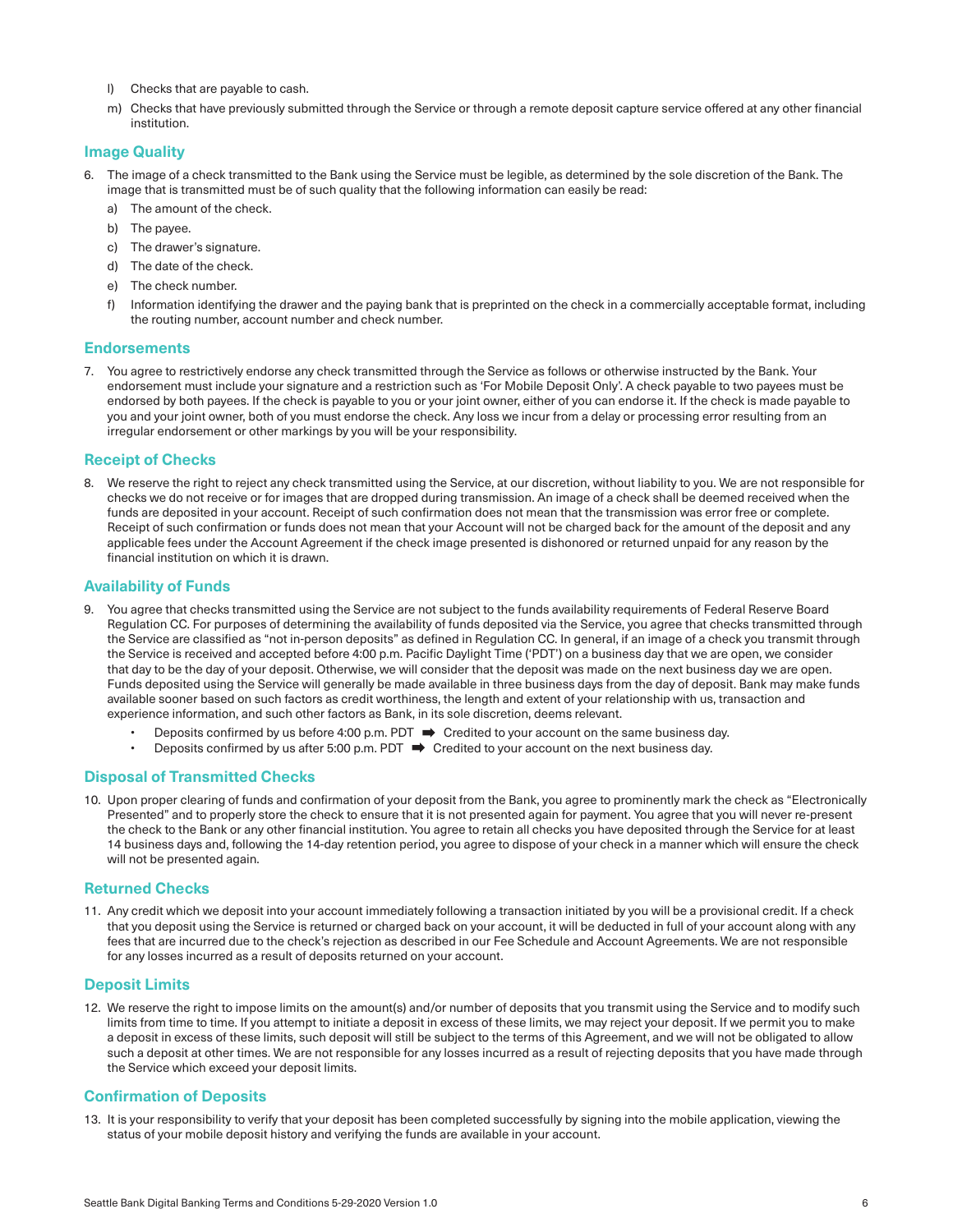l) Checks that are payable to cash.

m) Checks that have previously submitted through the Service or through a remote deposit capture service offered at any other financial institution.

## Image Quality

6. The image of a check transmitted to the Bank using the Service must be legible, as determined by the sole discretion of the Bank. The image that is transmitted must be of such quality that the following information can easily be read:

   a) The amount of the check.

   b) The payee.

   c) The drawer's signature.

   d) The date of the check.

   e) The check number.

   f) Information identifying the drawer and the paying bank that is preprinted on the check in a commercially acceptable format, including the routing number, account number and check number.

## Endorsements

7. You agree to restrictively endorse any check transmitted through the Service as follows or otherwise instructed by the Bank. Your endorsement must include your signature and a restriction such as 'For Mobile Deposit Only'. A check payable to two payees must be endorsed by both payees. If the check is payable to you or your joint owner, either of you can endorse it. If the check is made payable to you and your joint owner, both of you must endorse the check. Any loss we incur from a delay or processing error resulting from an irregular endorsement or other markings by you will be your responsibility.

## Receipt of Checks

8. We reserve the right to reject any check transmitted using the Service, at our discretion, without liability to you. We are not responsible for checks we do not receive or for images that are dropped during transmission. An image of a check shall be deemed received when the funds are deposited in your account. Receipt of such confirmation does not mean that the transmission was error free or complete. Receipt of such confirmation or funds does not mean that your Account will not be charged back for the amount of the deposit and any applicable fees under the Account Agreement if the check image presented is dishonored or returned unpaid for any reason by the financial institution on which it is drawn.

## Availability of Funds

9. You agree that checks transmitted using the Service are not subject to the funds availability requirements of Federal Reserve Board Regulation CC. For purposes of determining the availability of funds deposited via the Service, you agree that checks transmitted through the Service are classified as "not in-person deposits" as defined in Regulation CC. In general, if an image of a check you transmit through the Service is received and accepted before 4:00 p.m. Pacific Daylight Time ('PDT') on a business day that we are open, we consider that day to be the day of your deposit. Otherwise, we will consider that the deposit was made on the next business day we are open. Funds deposited using the Service will generally be made available in three business days from the day of deposit. Bank may make funds available sooner based on such factors as credit worthiness, the length and extent of your relationship with us, transaction and experience information, and such other factors as Bank, in its sole discretion, deems relevant.

   - Deposits confirmed by us before 4:00 p.m. PDT ➡ Credited to your account on the same business day.
   - Deposits confirmed by us after 5:00 p.m. PDT ➡ Credited to your account on the next business day.

## Disposal of Transmitted Checks

10. Upon proper clearing of funds and confirmation of your deposit from the Bank, you agree to prominently mark the check as "Electronically Presented" and to properly store the check to ensure that it is not presented again for payment. You agree that you will never re-present the check to the Bank or any other financial institution. You agree to retain all checks you have deposited through the Service for at least 14 business days and, following the 14-day retention period, you agree to dispose of your check in a manner which will ensure the check will not be presented again.

## Returned Checks

11. Any credit which we deposit into your account immediately following a transaction initiated by you will be a provisional credit. If a check that you deposit using the Service is returned or charged back on your account, it will be deducted in full of your account along with any fees that are incurred due to the check's rejection as described in our Fee Schedule and Account Agreements. We are not responsible for any losses incurred as a result of deposits returned on your account.

## Deposit Limits

12. We reserve the right to impose limits on the amount(s) and/or number of deposits that you transmit using the Service and to modify such limits from time to time. If you attempt to initiate a deposit in excess of these limits, we may reject your deposit. If we permit you to make a deposit in excess of these limits, such deposit will still be subject to the terms of this Agreement, and we will not be obligated to allow such a deposit at other times. We are not responsible for any losses incurred as a result of rejecting deposits that you have made through the Service which exceed your deposit limits.

## Confirmation of Deposits

13. It is your responsibility to verify that your deposit has been completed successfully by signing into the mobile application, viewing the status of your mobile deposit history and verifying the funds are available in your account.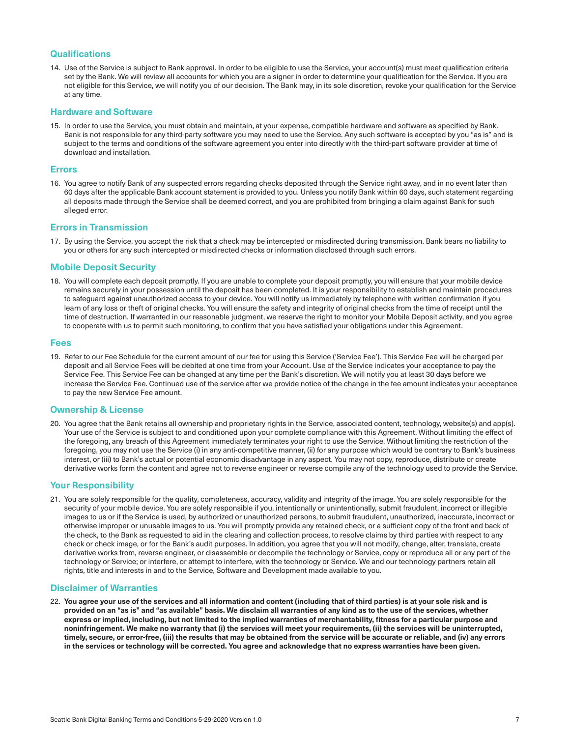### Qualifications

14. Use of the Service is subject to Bank approval. In order to be eligible to use the Service, your account(s) must meet qualification criteria set by the Bank. We will review all accounts for which you are a signer in order to determine your qualification for the Service. If you are not eligible for this Service, we will notify you of our decision. The Bank may, in its sole discretion, revoke your qualification for the Service at any time.

### Hardware and Software

15. In order to use the Service, you must obtain and maintain, at your expense, compatible hardware and software as specified by Bank. Bank is not responsible for any third-party software you may need to use the Service. Any such software is accepted by you "as is" and is subject to the terms and conditions of the software agreement you enter into directly with the third-part software provider at time of download and installation.

### Errors

16. You agree to notify Bank of any suspected errors regarding checks deposited through the Service right away, and in no event later than 60 days after the applicable Bank account statement is provided to you. Unless you notify Bank within 60 days, such statement regarding all deposits made through the Service shall be deemed correct, and you are prohibited from bringing a claim against Bank for such alleged error.

### Errors in Transmission

17. By using the Service, you accept the risk that a check may be intercepted or misdirected during transmission. Bank bears no liability to you or others for any such intercepted or misdirected checks or information disclosed through such errors.

### Mobile Deposit Security

18. You will complete each deposit promptly. If you are unable to complete your deposit promptly, you will ensure that your mobile device remains securely in your possession until the deposit has been completed. It is your responsibility to establish and maintain procedures to safeguard against unauthorized access to your device. You will notify us immediately by telephone with written confirmation if you learn of any loss or theft of original checks. You will ensure the safety and integrity of original checks from the time of receipt until the time of destruction. If warranted in our reasonable judgment, we reserve the right to monitor your Mobile Deposit activity, and you agree to cooperate with us to permit such monitoring, to confirm that you have satisfied your obligations under this Agreement.

### Fees

19. Refer to our Fee Schedule for the current amount of our fee for using this Service ('Service Fee'). This Service Fee will be charged per deposit and all Service Fees will be debited at one time from your Account. Use of the Service indicates your acceptance to pay the Service Fee. This Service Fee can be changed at any time per the Bank's discretion. We will notify you at least 30 days before we increase the Service Fee. Continued use of the service after we provide notice of the change in the fee amount indicates your acceptance to pay the new Service Fee amount.

### Ownership & License

20. You agree that the Bank retains all ownership and proprietary rights in the Service, associated content, technology, website(s) and app(s). Your use of the Service is subject to and conditioned upon your complete compliance with this Agreement. Without limiting the effect of the foregoing, any breach of this Agreement immediately terminates your right to use the Service. Without limiting the restriction of the foregoing, you may not use the Service (i) in any anti-competitive manner, (ii) for any purpose which would be contrary to Bank's business interest, or (iii) to Bank's actual or potential economic disadvantage in any aspect. You may not copy, reproduce, distribute or create derivative works form the content and agree not to reverse engineer or reverse compile any of the technology used to provide the Service.

### Your Responsibility

21. You are solely responsible for the quality, completeness, accuracy, validity and integrity of the image. You are solely responsible for the security of your mobile device. You are solely responsible if you, intentionally or unintentionally, submit fraudulent, incorrect or illegible images to us or if the Service is used, by authorized or unauthorized persons, to submit fraudulent, unauthorized, inaccurate, incorrect or otherwise improper or unusable images to us. You will promptly provide any retained check, or a sufficient copy of the front and back of the check, to the Bank as requested to aid in the clearing and collection process, to resolve claims by third parties with respect to any check or check image, or for the Bank's audit purposes. In addition, you agree that you will not modify, change, alter, translate, create derivative works from, reverse engineer, or disassemble or decompile the technology or Service, copy or reproduce all or any part of the technology or Service; or interfere, or attempt to interfere, with the technology or Service. We and our technology partners retain all rights, title and interests in and to the Service, Software and Development made available to you.

### Disclaimer of Warranties

22. **You agree your use of the services and all information and content (including that of third parties) is at your sole risk and is provided on an "as is" and "as available" basis. We disclaim all warranties of any kind as to the use of the services, whether express or implied, including, but not limited to the implied warranties of merchantability, fitness for a particular purpose and noninfringement. We make no warranty that (i) the services will meet your requirements, (ii) the services will be uninterrupted, timely, secure, or error-free, (iii) the results that may be obtained from the service will be accurate or reliable, and (iv) any errors in the services or technology will be corrected. You agree and acknowledge that no express warranties have been given.**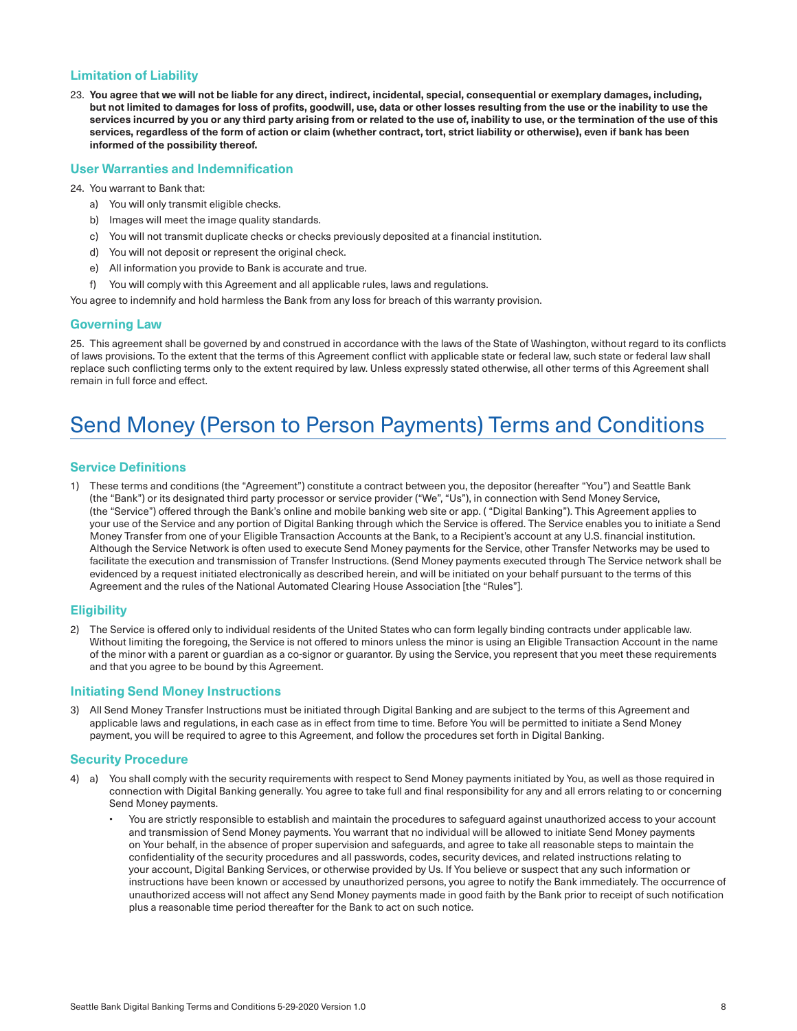### Limitation of Liability

23. **You agree that we will not be liable for any direct, indirect, incidental, special, consequential or exemplary damages, including, but not limited to damages for loss of profits, goodwill, use, data or other losses resulting from the use or the inability to use the services incurred by you or any third party arising from or related to the use of, inability to use, or the termination of the use of this services, regardless of the form of action or claim (whether contract, tort, strict liability or otherwise), even if bank has been informed of the possibility thereof.**

### User Warranties and Indemnification

24. You warrant to Bank that:
    a) You will only transmit eligible checks.
    b) Images will meet the image quality standards.
    c) You will not transmit duplicate checks or checks previously deposited at a financial institution.
    d) You will not deposit or represent the original check.
    e) All information you provide to Bank is accurate and true.
    f) You will comply with this Agreement and all applicable rules, laws and regulations.

You agree to indemnify and hold harmless the Bank from any loss for breach of this warranty provision.

### Governing Law

25. This agreement shall be governed by and construed in accordance with the laws of the State of Washington, without regard to its conflicts of laws provisions. To the extent that the terms of this Agreement conflict with applicable state or federal law, such state or federal law shall replace such conflicting terms only to the extent required by law. Unless expressly stated otherwise, all other terms of this Agreement shall remain in full force and effect.

# Send Money (Person to Person Payments) Terms and Conditions

### Service Definitions

1) These terms and conditions (the "Agreement") constitute a contract between you, the depositor (hereafter "You") and Seattle Bank (the "Bank") or its designated third party processor or service provider ("We", "Us"), in connection with Send Money Service, (the "Service") offered through the Bank's online and mobile banking web site or app. ( "Digital Banking"). This Agreement applies to your use of the Service and any portion of Digital Banking through which the Service is offered. The Service enables you to initiate a Send Money Transfer from one of your Eligible Transaction Accounts at the Bank, to a Recipient's account at any U.S. financial institution. Although the Service Network is often used to execute Send Money payments for the Service, other Transfer Networks may be used to facilitate the execution and transmission of Transfer Instructions. (Send Money payments executed through The Service network shall be evidenced by a request initiated electronically as described herein, and will be initiated on your behalf pursuant to the terms of this Agreement and the rules of the National Automated Clearing House Association [the "Rules"].

### Eligibility

2) The Service is offered only to individual residents of the United States who can form legally binding contracts under applicable law. Without limiting the foregoing, the Service is not offered to minors unless the minor is using an Eligible Transaction Account in the name of the minor with a parent or guardian as a co-signor or guarantor. By using the Service, you represent that you meet these requirements and that you agree to be bound by this Agreement.

### Initiating Send Money Instructions

3) All Send Money Transfer Instructions must be initiated through Digital Banking and are subject to the terms of this Agreement and applicable laws and regulations, in each case as in effect from time to time. Before You will be permitted to initiate a Send Money payment, you will be required to agree to this Agreement, and follow the procedures set forth in Digital Banking.

### Security Procedure

4) a) You shall comply with the security requirements with respect to Send Money payments initiated by You, as well as those required in connection with Digital Banking generally. You agree to take full and final responsibility for any and all errors relating to or concerning Send Money payments.
    - You are strictly responsible to establish and maintain the procedures to safeguard against unauthorized access to your account and transmission of Send Money payments. You warrant that no individual will be allowed to initiate Send Money payments on Your behalf, in the absence of proper supervision and safeguards, and agree to take all reasonable steps to maintain the confidentiality of the security procedures and all passwords, codes, security devices, and related instructions relating to your account, Digital Banking Services, or otherwise provided by Us. If You believe or suspect that any such information or instructions have been known or accessed by unauthorized persons, you agree to notify the Bank immediately. The occurrence of unauthorized access will not affect any Send Money payments made in good faith by the Bank prior to receipt of such notification plus a reasonable time period thereafter for the Bank to act on such notice.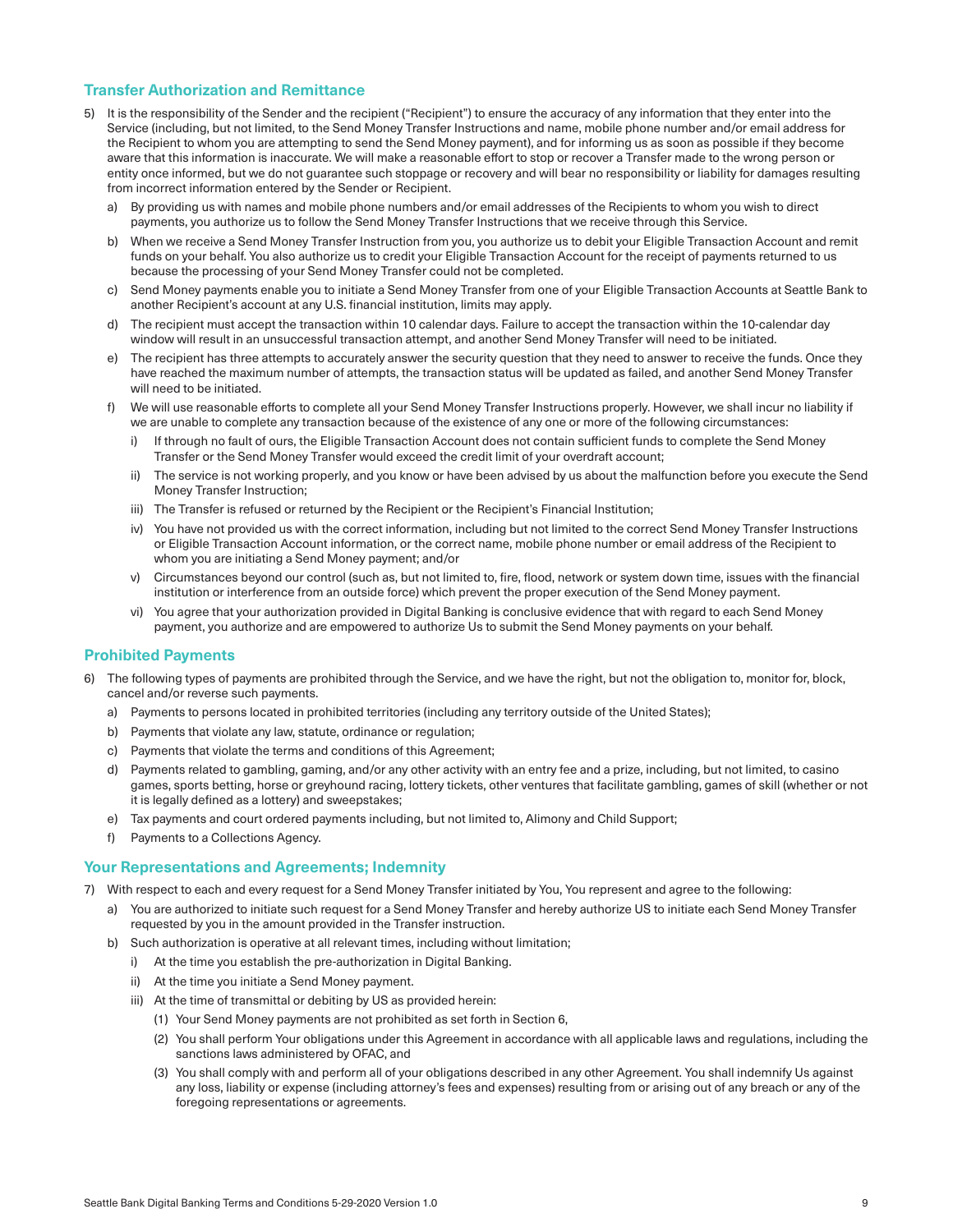## Transfer Authorization and Remittance

5) It is the responsibility of the Sender and the recipient ("Recipient") to ensure the accuracy of any information that they enter into the Service (including, but not limited, to the Send Money Transfer Instructions and name, mobile phone number and/or email address for the Recipient to whom you are attempting to send the Send Money payment), and for informing us as soon as possible if they become aware that this information is inaccurate. We will make a reasonable effort to stop or recover a Transfer made to the wrong person or entity once informed, but we do not guarantee such stoppage or recovery and will bear no responsibility or liability for damages resulting from incorrect information entered by the Sender or Recipient.
   a) By providing us with names and mobile phone numbers and/or email addresses of the Recipients to whom you wish to direct payments, you authorize us to follow the Send Money Transfer Instructions that we receive through this Service.
   b) When we receive a Send Money Transfer Instruction from you, you authorize us to debit your Eligible Transaction Account and remit funds on your behalf. You also authorize us to credit your Eligible Transaction Account for the receipt of payments returned to us because the processing of your Send Money Transfer could not be completed.
   c) Send Money payments enable you to initiate a Send Money Transfer from one of your Eligible Transaction Accounts at Seattle Bank to another Recipient's account at any U.S. financial institution, limits may apply.
   d) The recipient must accept the transaction within 10 calendar days. Failure to accept the transaction within the 10-calendar day window will result in an unsuccessful transaction attempt, and another Send Money Transfer will need to be initiated.
   e) The recipient has three attempts to accurately answer the security question that they need to answer to receive the funds. Once they have reached the maximum number of attempts, the transaction status will be updated as failed, and another Send Money Transfer will need to be initiated.
   f) We will use reasonable efforts to complete all your Send Money Transfer Instructions properly. However, we shall incur no liability if we are unable to complete any transaction because of the existence of any one or more of the following circumstances:
      i) If through no fault of ours, the Eligible Transaction Account does not contain sufficient funds to complete the Send Money Transfer or the Send Money Transfer would exceed the credit limit of your overdraft account;
      ii) The service is not working properly, and you know or have been advised by us about the malfunction before you execute the Send Money Transfer Instruction;
      iii) The Transfer is refused or returned by the Recipient or the Recipient's Financial Institution;
      iv) You have not provided us with the correct information, including but not limited to the correct Send Money Transfer Instructions or Eligible Transaction Account information, or the correct name, mobile phone number or email address of the Recipient to whom you are initiating a Send Money payment; and/or
      v) Circumstances beyond our control (such as, but not limited to, fire, flood, network or system down time, issues with the financial institution or interference from an outside force) which prevent the proper execution of the Send Money payment.
      vi) You agree that your authorization provided in Digital Banking is conclusive evidence that with regard to each Send Money payment, you authorize and are empowered to authorize Us to submit the Send Money payments on your behalf.

## Prohibited Payments

6) The following types of payments are prohibited through the Service, and we have the right, but not the obligation to, monitor for, block, cancel and/or reverse such payments.
   a) Payments to persons located in prohibited territories (including any territory outside of the United States);
   b) Payments that violate any law, statute, ordinance or regulation;
   c) Payments that violate the terms and conditions of this Agreement;
   d) Payments related to gambling, gaming, and/or any other activity with an entry fee and a prize, including, but not limited, to casino games, sports betting, horse or greyhound racing, lottery tickets, other ventures that facilitate gambling, games of skill (whether or not it is legally defined as a lottery) and sweepstakes;
   e) Tax payments and court ordered payments including, but not limited to, Alimony and Child Support;
   f) Payments to a Collections Agency.

## Your Representations and Agreements; Indemnity

7) With respect to each and every request for a Send Money Transfer initiated by You, You represent and agree to the following:
   a) You are authorized to initiate such request for a Send Money Transfer and hereby authorize US to initiate each Send Money Transfer requested by you in the amount provided in the Transfer instruction.
   b) Such authorization is operative at all relevant times, including without limitation;
      i) At the time you establish the pre-authorization in Digital Banking.
      ii) At the time you initiate a Send Money payment.
      iii) At the time of transmittal or debiting by US as provided herein:
         (1) Your Send Money payments are not prohibited as set forth in Section 6,
         (2) You shall perform Your obligations under this Agreement in accordance with all applicable laws and regulations, including the sanctions laws administered by OFAC, and
         (3) You shall comply with and perform all of your obligations described in any other Agreement. You shall indemnify Us against any loss, liability or expense (including attorney's fees and expenses) resulting from or arising out of any breach or any of the foregoing representations or agreements.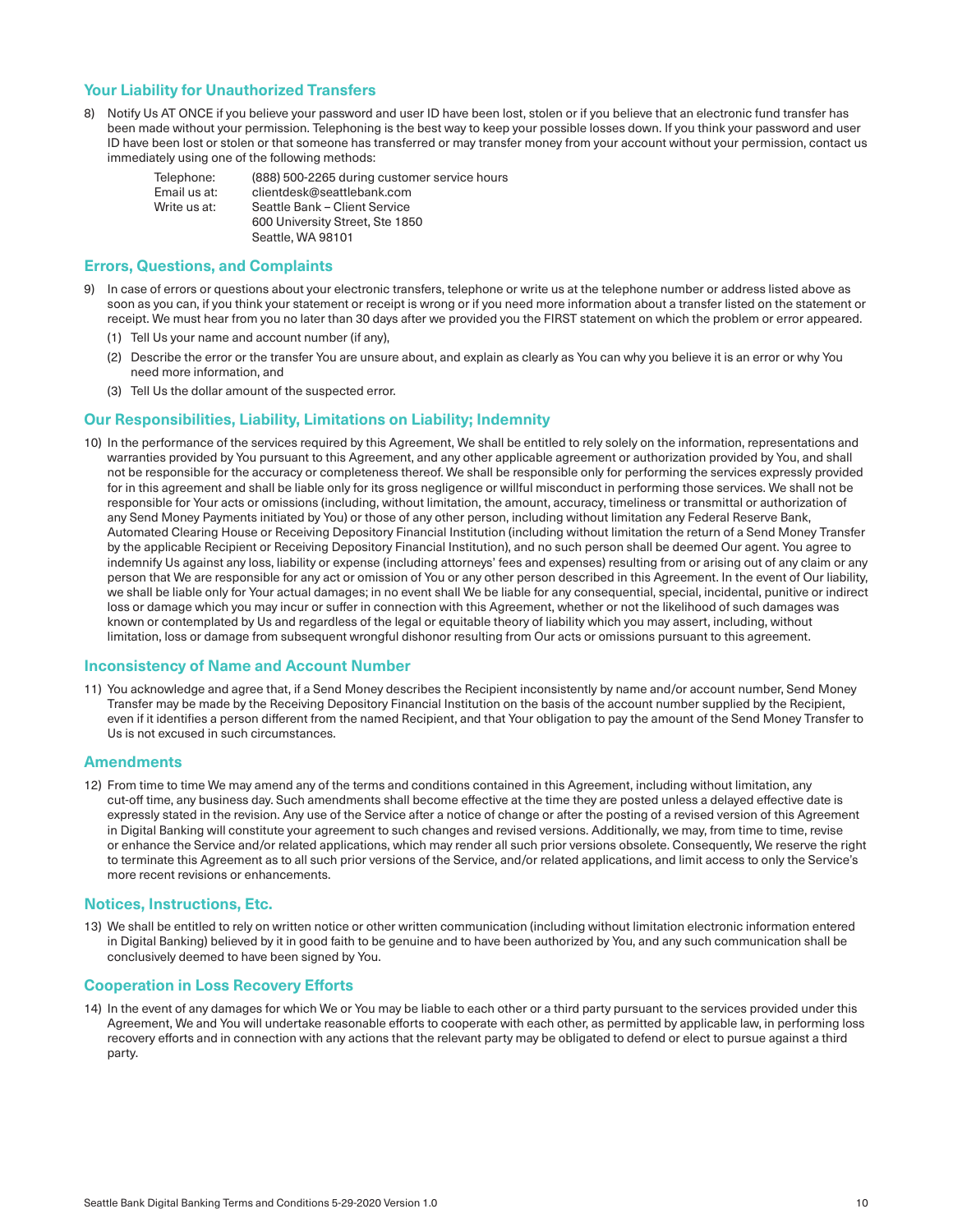## Your Liability for Unauthorized Transfers

8) Notify Us AT ONCE if you believe your password and user ID have been lost, stolen or if you believe that an electronic fund transfer has been made without your permission. Telephoning is the best way to keep your possible losses down. If you think your password and user ID have been lost or stolen or that someone has transferred or may transfer money from your account without your permission, contact us immediately using one of the following methods:

   Telephone: (888) 500-2265 during customer service hours
   Email us at: clientdesk@seattlebank.com
   Write us at: Seattle Bank – Client Service
   600 University Street, Ste 1850
   Seattle, WA 98101

## Errors, Questions, and Complaints

9) In case of errors or questions about your electronic transfers, telephone or write us at the telephone number or address listed above as soon as you can, if you think your statement or receipt is wrong or if you need more information about a transfer listed on the statement or receipt. We must hear from you no later than 30 days after we provided you the FIRST statement on which the problem or error appeared.
   (1) Tell Us your name and account number (if any),
   (2) Describe the error or the transfer You are unsure about, and explain as clearly as You can why you believe it is an error or why You need more information, and
   (3) Tell Us the dollar amount of the suspected error.

## Our Responsibilities, Liability, Limitations on Liability; Indemnity

10) In the performance of the services required by this Agreement, We shall be entitled to rely solely on the information, representations and warranties provided by You pursuant to this Agreement, and any other applicable agreement or authorization provided by You, and shall not be responsible for the accuracy or completeness thereof. We shall be responsible only for performing the services expressly provided for in this agreement and shall be liable only for its gross negligence or willful misconduct in performing those services. We shall not be responsible for Your acts or omissions (including, without limitation, the amount, accuracy, timeliness or transmittal or authorization of any Send Money Payments initiated by You) or those of any other person, including without limitation any Federal Reserve Bank, Automated Clearing House or Receiving Depository Financial Institution (including without limitation the return of a Send Money Transfer by the applicable Recipient or Receiving Depository Financial Institution), and no such person shall be deemed Our agent. You agree to indemnify Us against any loss, liability or expense (including attorneys' fees and expenses) resulting from or arising out of any claim or any person that We are responsible for any act or omission of You or any other person described in this Agreement. In the event of Our liability, we shall be liable only for Your actual damages; in no event shall We be liable for any consequential, special, incidental, punitive or indirect loss or damage which you may incur or suffer in connection with this Agreement, whether or not the likelihood of such damages was known or contemplated by Us and regardless of the legal or equitable theory of liability which you may assert, including, without limitation, loss or damage from subsequent wrongful dishonor resulting from Our acts or omissions pursuant to this agreement.

## Inconsistency of Name and Account Number

11) You acknowledge and agree that, if a Send Money describes the Recipient inconsistently by name and/or account number, Send Money Transfer may be made by the Receiving Depository Financial Institution on the basis of the account number supplied by the Recipient, even if it identifies a person different from the named Recipient, and that Your obligation to pay the amount of the Send Money Transfer to Us is not excused in such circumstances.

## Amendments

12) From time to time We may amend any of the terms and conditions contained in this Agreement, including without limitation, any cut-off time, any business day. Such amendments shall become effective at the time they are posted unless a delayed effective date is expressly stated in the revision. Any use of the Service after a notice of change or after the posting of a revised version of this Agreement in Digital Banking will constitute your agreement to such changes and revised versions. Additionally, we may, from time to time, revise or enhance the Service and/or related applications, which may render all such prior versions obsolete. Consequently, We reserve the right to terminate this Agreement as to all such prior versions of the Service, and/or related applications, and limit access to only the Service's more recent revisions or enhancements.

## Notices, Instructions, Etc.

13) We shall be entitled to rely on written notice or other written communication (including without limitation electronic information entered in Digital Banking) believed by it in good faith to be genuine and to have been authorized by You, and any such communication shall be conclusively deemed to have been signed by You.

## Cooperation in Loss Recovery Efforts

14) In the event of any damages for which We or You may be liable to each other or a third party pursuant to the services provided under this Agreement, We and You will undertake reasonable efforts to cooperate with each other, as permitted by applicable law, in performing loss recovery efforts and in connection with any actions that the relevant party may be obligated to defend or elect to pursue against a third party.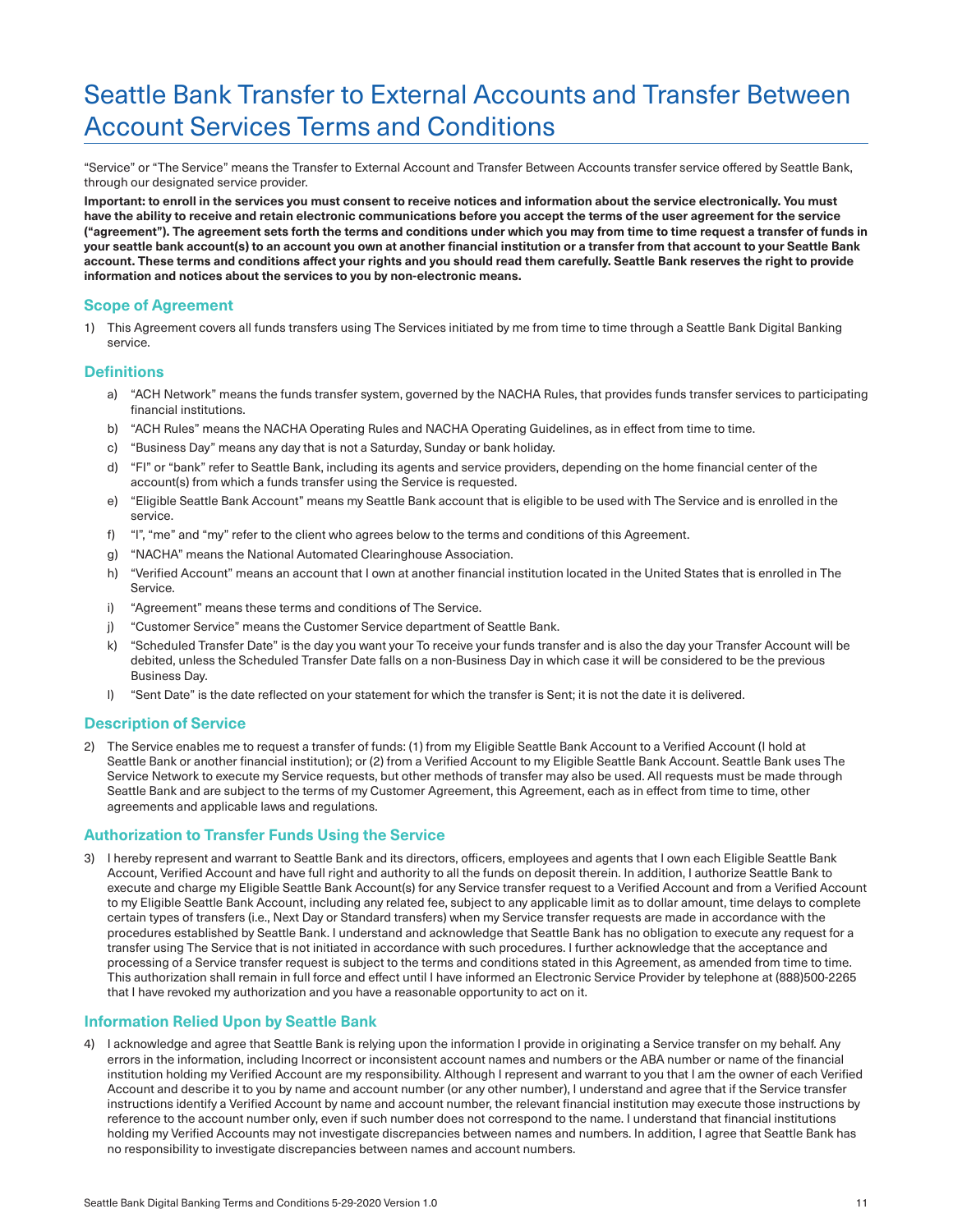# Seattle Bank Transfer to External Accounts and Transfer Between Account Services Terms and Conditions

"Service" or "The Service" means the Transfer to External Account and Transfer Between Accounts transfer service offered by Seattle Bank, through our designated service provider.

**Important: to enroll in the services you must consent to receive notices and information about the service electronically. You must have the ability to receive and retain electronic communications before you accept the terms of the user agreement for the service ("agreement"). The agreement sets forth the terms and conditions under which you may from time to time request a transfer of funds in your seattle bank account(s) to an account you own at another financial institution or a transfer from that account to your Seattle Bank account. These terms and conditions affect your rights and you should read them carefully. Seattle Bank reserves the right to provide information and notices about the services to you by non-electronic means.**

## Scope of Agreement

1) This Agreement covers all funds transfers using The Services initiated by me from time to time through a Seattle Bank Digital Banking service.

## Definitions

a) "ACH Network" means the funds transfer system, governed by the NACHA Rules, that provides funds transfer services to participating financial institutions.
b) "ACH Rules" means the NACHA Operating Rules and NACHA Operating Guidelines, as in effect from time to time.
c) "Business Day" means any day that is not a Saturday, Sunday or bank holiday.
d) "FI" or "bank" refer to Seattle Bank, including its agents and service providers, depending on the home financial center of the account(s) from which a funds transfer using the Service is requested.
e) "Eligible Seattle Bank Account" means my Seattle Bank account that is eligible to be used with The Service and is enrolled in the service.
f) "I", "me" and "my" refer to the client who agrees below to the terms and conditions of this Agreement.
g) "NACHA" means the National Automated Clearinghouse Association.
h) "Verified Account" means an account that I own at another financial institution located in the United States that is enrolled in The Service.
i) "Agreement" means these terms and conditions of The Service.
j) "Customer Service" means the Customer Service department of Seattle Bank.
k) "Scheduled Transfer Date" is the day you want your To receive your funds transfer and is also the day your Transfer Account will be debited, unless the Scheduled Transfer Date falls on a non-Business Day in which case it will be considered to be the previous Business Day.
l) "Sent Date" is the date reflected on your statement for which the transfer is Sent; it is not the date it is delivered.

## Description of Service

2) The Service enables me to request a transfer of funds: (1) from my Eligible Seattle Bank Account to a Verified Account (I hold at Seattle Bank or another financial institution); or (2) from a Verified Account to my Eligible Seattle Bank Account. Seattle Bank uses The Service Network to execute my Service requests, but other methods of transfer may also be used. All requests must be made through Seattle Bank and are subject to the terms of my Customer Agreement, this Agreement, each as in effect from time to time, other agreements and applicable laws and regulations.

## Authorization to Transfer Funds Using the Service

3) I hereby represent and warrant to Seattle Bank and its directors, officers, employees and agents that I own each Eligible Seattle Bank Account, Verified Account and have full right and authority to all the funds on deposit therein. In addition, I authorize Seattle Bank to execute and charge my Eligible Seattle Bank Account(s) for any Service transfer request to a Verified Account and from a Verified Account to my Eligible Seattle Bank Account, including any related fee, subject to any applicable limit as to dollar amount, time delays to complete certain types of transfers (i.e., Next Day or Standard transfers) when my Service transfer requests are made in accordance with the procedures established by Seattle Bank. I understand and acknowledge that Seattle Bank has no obligation to execute any request for a transfer using The Service that is not initiated in accordance with such procedures. I further acknowledge that the acceptance and processing of a Service transfer request is subject to the terms and conditions stated in this Agreement, as amended from time to time. This authorization shall remain in full force and effect until I have informed an Electronic Service Provider by telephone at (888)500-2265 that I have revoked my authorization and you have a reasonable opportunity to act on it.

## Information Relied Upon by Seattle Bank

4) I acknowledge and agree that Seattle Bank is relying upon the information I provide in originating a Service transfer on my behalf. Any errors in the information, including Incorrect or inconsistent account names and numbers or the ABA number or name of the financial institution holding my Verified Account are my responsibility. Although I represent and warrant to you that I am the owner of each Verified Account and describe it to you by name and account number (or any other number), I understand and agree that if the Service transfer instructions identify a Verified Account by name and account number, the relevant financial institution may execute those instructions by reference to the account number only, even if such number does not correspond to the name. I understand that financial institutions holding my Verified Accounts may not investigate discrepancies between names and numbers. In addition, I agree that Seattle Bank has no responsibility to investigate discrepancies between names and account numbers.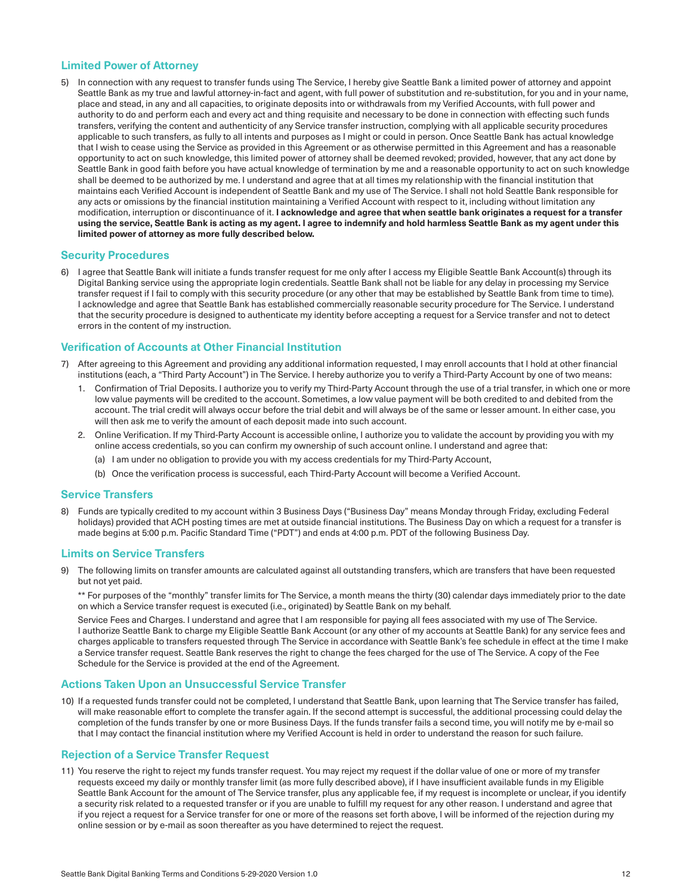## Limited Power of Attorney

5) In connection with any request to transfer funds using The Service, I hereby give Seattle Bank a limited power of attorney and appoint Seattle Bank as my true and lawful attorney-in-fact and agent, with full power of substitution and re-substitution, for you and in your name, place and stead, in any and all capacities, to originate deposits into or withdrawals from my Verified Accounts, with full power and authority to do and perform each and every act and thing requisite and necessary to be done in connection with effecting such funds transfers, verifying the content and authenticity of any Service transfer instruction, complying with all applicable security procedures applicable to such transfers, as fully to all intents and purposes as I might or could in person. Once Seattle Bank has actual knowledge that I wish to cease using the Service as provided in this Agreement or as otherwise permitted in this Agreement and has a reasonable opportunity to act on such knowledge, this limited power of attorney shall be deemed revoked; provided, however, that any act done by Seattle Bank in good faith before you have actual knowledge of termination by me and a reasonable opportunity to act on such knowledge shall be deemed to be authorized by me. I understand and agree that at all times my relationship with the financial institution that maintains each Verified Account is independent of Seattle Bank and my use of The Service. I shall not hold Seattle Bank responsible for any acts or omissions by the financial institution maintaining a Verified Account with respect to it, including without limitation any modification, interruption or discontinuance of it. **I acknowledge and agree that when seattle bank originates a request for a transfer using the service, Seattle Bank is acting as my agent. I agree to indemnify and hold harmless Seattle Bank as my agent under this limited power of attorney as more fully described below.**

## Security Procedures

6) I agree that Seattle Bank will initiate a funds transfer request for me only after I access my Eligible Seattle Bank Account(s) through its Digital Banking service using the appropriate login credentials. Seattle Bank shall not be liable for any delay in processing my Service transfer request if I fail to comply with this security procedure (or any other that may be established by Seattle Bank from time to time). I acknowledge and agree that Seattle Bank has established commercially reasonable security procedure for The Service. I understand that the security procedure is designed to authenticate my identity before accepting a request for a Service transfer and not to detect errors in the content of my instruction.

## Verification of Accounts at Other Financial Institution

7) After agreeing to this Agreement and providing any additional information requested, I may enroll accounts that I hold at other financial institutions (each, a "Third Party Account") in The Service. I hereby authorize you to verify a Third-Party Account by one of two means:

   1. Confirmation of Trial Deposits. I authorize you to verify my Third-Party Account through the use of a trial transfer, in which one or more low value payments will be credited to the account. Sometimes, a low value payment will be both credited to and debited from the account. The trial credit will always occur before the trial debit and will always be of the same or lesser amount. In either case, you will then ask me to verify the amount of each deposit made into such account.
   2. Online Verification. If my Third-Party Account is accessible online, I authorize you to validate the account by providing you with my online access credentials, so you can confirm my ownership of such account online. I understand and agree that:

      (a) I am under no obligation to provide you with my access credentials for my Third-Party Account,

      (b) Once the verification process is successful, each Third-Party Account will become a Verified Account.

## Service Transfers

8) Funds are typically credited to my account within 3 Business Days ("Business Day" means Monday through Friday, excluding Federal holidays) provided that ACH posting times are met at outside financial institutions. The Business Day on which a request for a transfer is made begins at 5:00 p.m. Pacific Standard Time ("PDT") and ends at 4:00 p.m. PDT of the following Business Day.

## Limits on Service Transfers

9) The following limits on transfer amounts are calculated against all outstanding transfers, which are transfers that have been requested but not yet paid.

   ** For purposes of the "monthly" transfer limits for The Service, a month means the thirty (30) calendar days immediately prior to the date on which a Service transfer request is executed (i.e., originated) by Seattle Bank on my behalf.

   Service Fees and Charges. I understand and agree that I am responsible for paying all fees associated with my use of The Service. I authorize Seattle Bank to charge my Eligible Seattle Bank Account (or any other of my accounts at Seattle Bank) for any service fees and charges applicable to transfers requested through The Service in accordance with Seattle Bank's fee schedule in effect at the time I make a Service transfer request. Seattle Bank reserves the right to change the fees charged for the use of The Service. A copy of the Fee Schedule for the Service is provided at the end of the Agreement.

## Actions Taken Upon an Unsuccessful Service Transfer

10) If a requested funds transfer could not be completed, I understand that Seattle Bank, upon learning that The Service transfer has failed, will make reasonable effort to complete the transfer again. If the second attempt is successful, the additional processing could delay the completion of the funds transfer by one or more Business Days. If the funds transfer fails a second time, you will notify me by e-mail so that I may contact the financial institution where my Verified Account is held in order to understand the reason for such failure.

## Rejection of a Service Transfer Request

11) You reserve the right to reject my funds transfer request. You may reject my request if the dollar value of one or more of my transfer requests exceed my daily or monthly transfer limit (as more fully described above), if I have insufficient available funds in my Eligible Seattle Bank Account for the amount of The Service transfer, plus any applicable fee, if my request is incomplete or unclear, if you identify a security risk related to a requested transfer or if you are unable to fulfill my request for any other reason. I understand and agree that if you reject a request for a Service transfer for one or more of the reasons set forth above, I will be informed of the rejection during my online session or by e-mail as soon thereafter as you have determined to reject the request.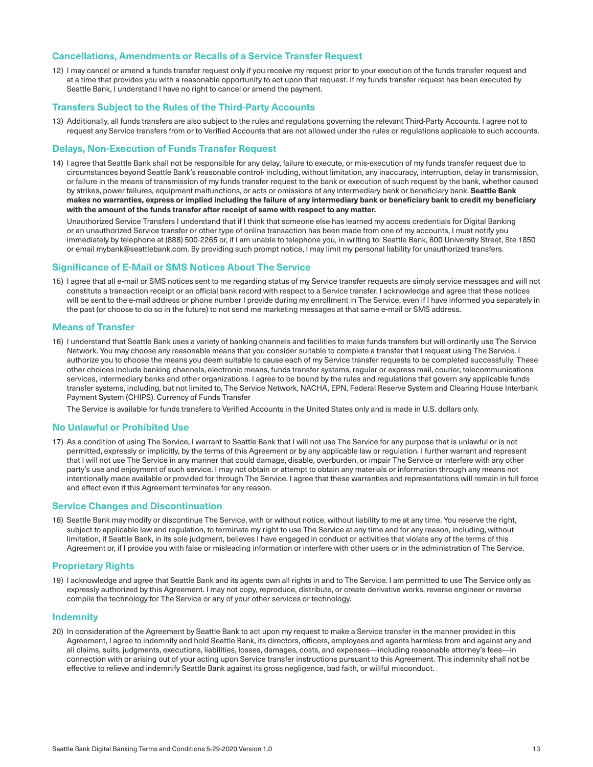## Cancellations, Amendments or Recalls of a Service Transfer Request

12) I may cancel or amend a funds transfer request only if you receive my request prior to your execution of the funds transfer request and at a time that provides you with a reasonable opportunity to act upon that request. If my funds transfer request has been executed by Seattle Bank, I understand I have no right to cancel or amend the payment.

## Transfers Subject to the Rules of the Third-Party Accounts

13) Additionally, all funds transfers are also subject to the rules and regulations governing the relevant Third-Party Accounts. I agree not to request any Service transfers from or to Verified Accounts that are not allowed under the rules or regulations applicable to such accounts.

## Delays, Non-Execution of Funds Transfer Request

14) I agree that Seattle Bank shall not be responsible for any delay, failure to execute, or mis-execution of my funds transfer request due to circumstances beyond Seattle Bank's reasonable control- including, without limitation, any inaccuracy, interruption, delay in transmission, or failure in the means of transmission of my funds transfer request to the bank or execution of such request by the bank, whether caused by strikes, power failures, equipment malfunctions, or acts or omissions of any intermediary bank or beneficiary bank. **Seattle Bank makes no warranties, express or implied including the failure of any intermediary bank or beneficiary bank to credit my beneficiary with the amount of the funds transfer after receipt of same with respect to any matter.**

    Unauthorized Service Transfers I understand that if I think that someone else has learned my access credentials for Digital Banking or an unauthorized Service transfer or other type of online transaction has been made from one of my accounts, I must notify you immediately by telephone at (888) 500-2265 or, if I am unable to telephone you, in writing to: Seattle Bank, 600 University Street, Ste 1850 or email mybank@seattlebank.com. By providing such prompt notice, I may limit my personal liability for unauthorized transfers.

## Significance of E-Mail or SMS Notices About The Service

15) I agree that all e-mail or SMS notices sent to me regarding status of my Service transfer requests are simply service messages and will not constitute a transaction receipt or an official bank record with respect to a Service transfer. I acknowledge and agree that these notices will be sent to the e-mail address or phone number I provide during my enrollment in The Service, even if I have informed you separately in the past (or choose to do so in the future) to not send me marketing messages at that same e-mail or SMS address.

## Means of Transfer

16) I understand that Seattle Bank uses a variety of banking channels and facilities to make funds transfers but will ordinarily use The Service Network. You may choose any reasonable means that you consider suitable to complete a transfer that I request using The Service. I authorize you to choose the means you deem suitable to cause each of my Service transfer requests to be completed successfully. These other choices include banking channels, electronic means, funds transfer systems, regular or express mail, courier, telecommunications services, intermediary banks and other organizations. I agree to be bound by the rules and regulations that govern any applicable funds transfer systems, including, but not limited to, The Service Network, NACHA, EPN, Federal Reserve System and Clearing House Interbank Payment System (CHIPS). Currency of Funds Transfer

    The Service is available for funds transfers to Verified Accounts in the United States only and is made in U.S. dollars only.

## No Unlawful or Prohibited Use

17) As a condition of using The Service, I warrant to Seattle Bank that I will not use The Service for any purpose that is unlawful or is not permitted, expressly or implicitly, by the terms of this Agreement or by any applicable law or regulation. I further warrant and represent that I will not use The Service in any manner that could damage, disable, overburden, or impair The Service or interfere with any other party's use and enjoyment of such service. I may not obtain or attempt to obtain any materials or information through any means not intentionally made available or provided for through The Service. I agree that these warranties and representations will remain in full force and effect even if this Agreement terminates for any reason.

## Service Changes and Discontinuation

18) Seattle Bank may modify or discontinue The Service, with or without notice, without liability to me at any time. You reserve the right, subject to applicable law and regulation, to terminate my right to use The Service at any time and for any reason, including, without limitation, if Seattle Bank, in its sole judgment, believes I have engaged in conduct or activities that violate any of the terms of this Agreement or, if I provide you with false or misleading information or interfere with other users or in the administration of The Service.

## Proprietary Rights

19) I acknowledge and agree that Seattle Bank and its agents own all rights in and to The Service. I am permitted to use The Service only as expressly authorized by this Agreement. I may not copy, reproduce, distribute, or create derivative works, reverse engineer or reverse compile the technology for The Service or any of your other services or technology.

## Indemnity

20) In consideration of the Agreement by Seattle Bank to act upon my request to make a Service transfer in the manner provided in this Agreement, I agree to indemnify and hold Seattle Bank, its directors, officers, employees and agents harmless from and against any and all claims, suits, judgments, executions, liabilities, losses, damages, costs, and expenses—including reasonable attorney's fees—in connection with or arising out of your acting upon Service transfer instructions pursuant to this Agreement. This indemnity shall not be effective to relieve and indemnify Seattle Bank against its gross negligence, bad faith, or willful misconduct.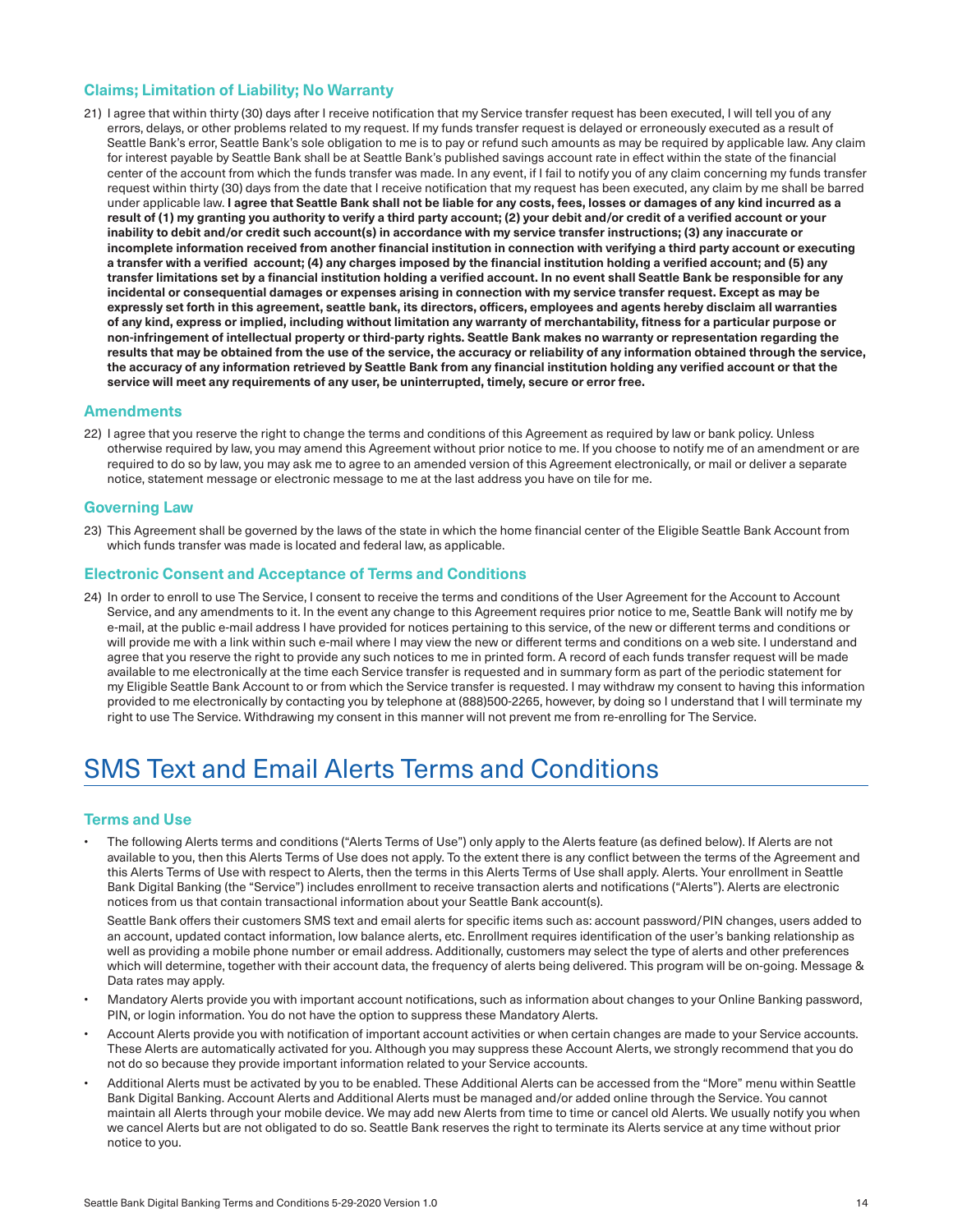### Claims; Limitation of Liability; No Warranty

21) I agree that within thirty (30) days after I receive notification that my Service transfer request has been executed, I will tell you of any errors, delays, or other problems related to my request. If my funds transfer request is delayed or erroneously executed as a result of Seattle Bank's error, Seattle Bank's sole obligation to me is to pay or refund such amounts as may be required by applicable law. Any claim for interest payable by Seattle Bank shall be at Seattle Bank's published savings account rate in effect within the state of the financial center of the account from which the funds transfer was made. In any event, if I fail to notify you of any claim concerning my funds transfer request within thirty (30) days from the date that I receive notification that my request has been executed, any claim by me shall be barred under applicable law. **I agree that Seattle Bank shall not be liable for any costs, fees, losses or damages of any kind incurred as a result of (1) my granting you authority to verify a third party account; (2) your debit and/or credit of a verified account or your inability to debit and/or credit such account(s) in accordance with my service transfer instructions; (3) any inaccurate or incomplete information received from another financial institution in connection with verifying a third party account or executing a transfer with a verified account; (4) any charges imposed by the financial institution holding a verified account; and (5) any transfer limitations set by a financial institution holding a verified account. In no event shall Seattle Bank be responsible for any incidental or consequential damages or expenses arising in connection with my service transfer request. Except as may be expressly set forth in this agreement, seattle bank, its directors, officers, employees and agents hereby disclaim all warranties of any kind, express or implied, including without limitation any warranty of merchantability, fitness for a particular purpose or non-infringement of intellectual property or third-party rights. Seattle Bank makes no warranty or representation regarding the results that may be obtained from the use of the service, the accuracy or reliability of any information obtained through the service, the accuracy of any information retrieved by Seattle Bank from any financial institution holding any verified account or that the service will meet any requirements of any user, be uninterrupted, timely, secure or error free.**

### Amendments

22) I agree that you reserve the right to change the terms and conditions of this Agreement as required by law or bank policy. Unless otherwise required by law, you may amend this Agreement without prior notice to me. If you choose to notify me of an amendment or are required to do so by law, you may ask me to agree to an amended version of this Agreement electronically, or mail or deliver a separate notice, statement message or electronic message to me at the last address you have on tile for me.

### Governing Law

23) This Agreement shall be governed by the laws of the state in which the home financial center of the Eligible Seattle Bank Account from which funds transfer was made is located and federal law, as applicable.

### Electronic Consent and Acceptance of Terms and Conditions

24) In order to enroll to use The Service, I consent to receive the terms and conditions of the User Agreement for the Account to Account Service, and any amendments to it. In the event any change to this Agreement requires prior notice to me, Seattle Bank will notify me by e-mail, at the public e-mail address I have provided for notices pertaining to this service, of the new or different terms and conditions or will provide me with a link within such e-mail where I may view the new or different terms and conditions on a web site. I understand and agree that you reserve the right to provide any such notices to me in printed form. A record of each funds transfer request will be made available to me electronically at the time each Service transfer is requested and in summary form as part of the periodic statement for my Eligible Seattle Bank Account to or from which the Service transfer is requested. I may withdraw my consent to having this information provided to me electronically by contacting you by telephone at (888)500-2265, however, by doing so I understand that I will terminate my right to use The Service. Withdrawing my consent in this manner will not prevent me from re-enrolling for The Service.

# SMS Text and Email Alerts Terms and Conditions

### Terms and Use

- The following Alerts terms and conditions ("Alerts Terms of Use") only apply to the Alerts feature (as defined below). If Alerts are not available to you, then this Alerts Terms of Use does not apply. To the extent there is any conflict between the terms of the Agreement and this Alerts Terms of Use with respect to Alerts, then the terms in this Alerts Terms of Use shall apply. Alerts. Your enrollment in Seattle Bank Digital Banking (the "Service") includes enrollment to receive transaction alerts and notifications ("Alerts"). Alerts are electronic notices from us that contain transactional information about your Seattle Bank account(s).

  Seattle Bank offers their customers SMS text and email alerts for specific items such as: account password/PIN changes, users added to an account, updated contact information, low balance alerts, etc. Enrollment requires identification of the user's banking relationship as well as providing a mobile phone number or email address. Additionally, customers may select the type of alerts and other preferences which will determine, together with their account data, the frequency of alerts being delivered. This program will be on-going. Message & Data rates may apply.

- Mandatory Alerts provide you with important account notifications, such as information about changes to your Online Banking password, PIN, or login information. You do not have the option to suppress these Mandatory Alerts.
- Account Alerts provide you with notification of important account activities or when certain changes are made to your Service accounts. These Alerts are automatically activated for you. Although you may suppress these Account Alerts, we strongly recommend that you do not do so because they provide important information related to your Service accounts.
- Additional Alerts must be activated by you to be enabled. These Additional Alerts can be accessed from the "More" menu within Seattle Bank Digital Banking. Account Alerts and Additional Alerts must be managed and/or added online through the Service. You cannot maintain all Alerts through your mobile device. We may add new Alerts from time to time or cancel old Alerts. We usually notify you when we cancel Alerts but are not obligated to do so. Seattle Bank reserves the right to terminate its Alerts service at any time without prior notice to you.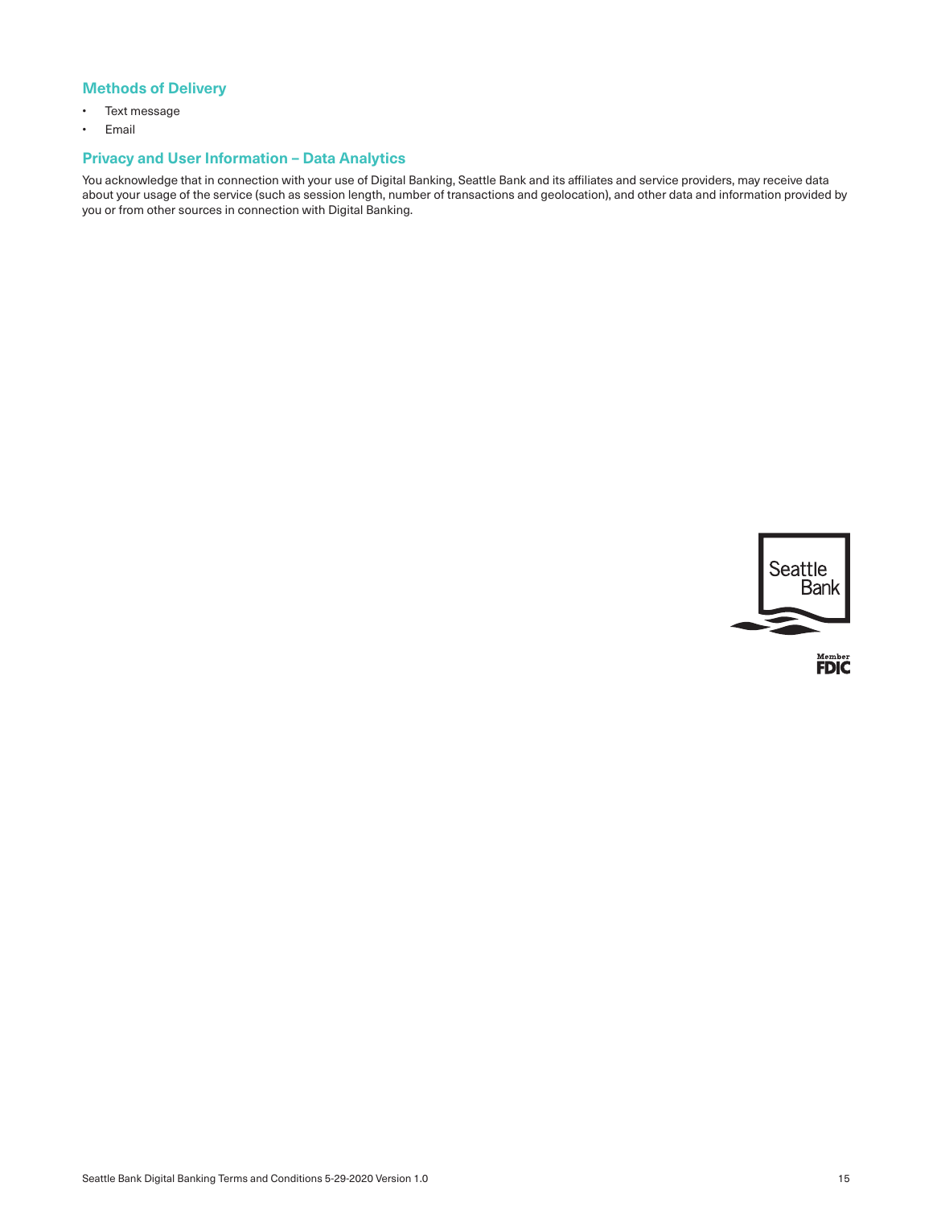### Methods of Delivery

- Text message
- Email

### Privacy and User Information – Data Analytics

You acknowledge that in connection with your use of Digital Banking, Seattle Bank and its affiliates and service providers, may receive data about your usage of the service (such as session length, number of transactions and geolocation), and other data and information provided by you or from other sources in connection with Digital Banking.

Seattle Bank

Member FDIC